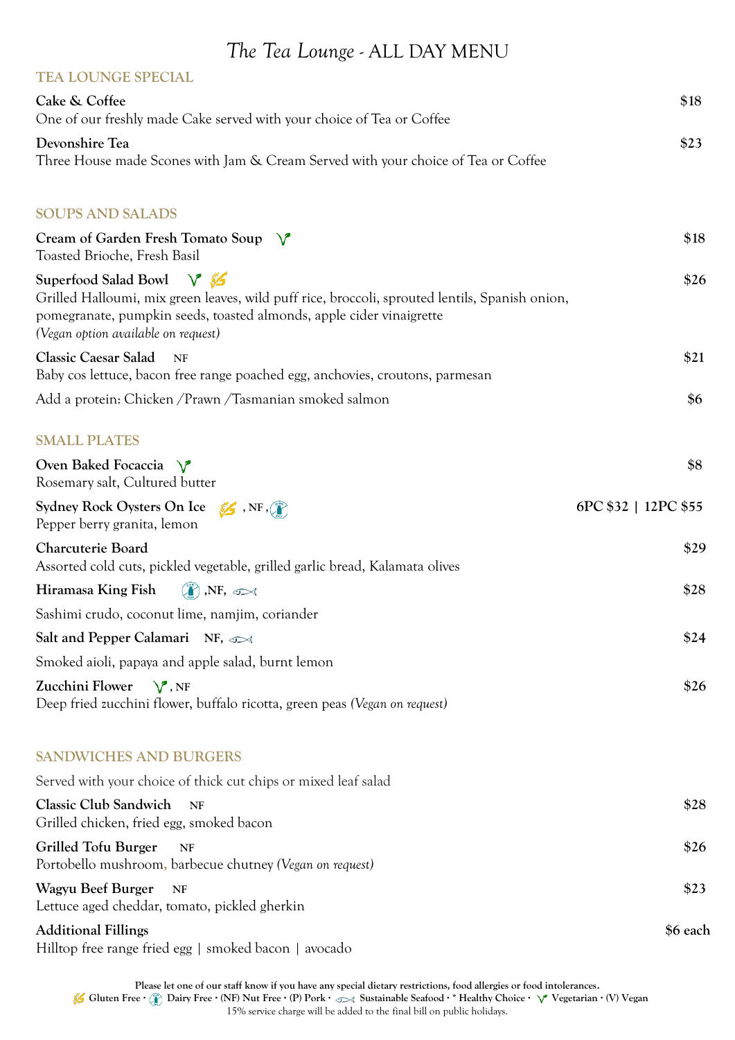# *The Tea Lounge* - ALL DAY MENU

## TEA LOUNGE SPECIAL

**Cake & Coffee** — $18
One of our freshly made Cake served with your choice of Tea or Coffee

**Devonshire Tea** — $23
Three House made Scones with Jam & Cream Served with your choice of Tea or Coffee

## SOUPS AND SALADS

**Cream of Garden Fresh Tomato Soup** (Vegetarian) — $18
Toasted Brioche, Fresh Basil

**Superfood Salad Bowl** (Vegetarian, Gluten Free) — $26
Grilled Halloumi, mix green leaves, wild puff rice, broccoli, sprouted lentils, Spanish onion, pomegranate, pumpkin seeds, toasted almonds, apple cider vinaigrette
*(Vegan option available on request)*

**Classic Caesar Salad** NF — $21
Baby cos lettuce, bacon free range poached egg, anchovies, croutons, parmesan

Add a protein: Chicken /Prawn /Tasmanian smoked salmon — $6

## SMALL PLATES

**Oven Baked Focaccia** (Vegetarian) — $8
Rosemary salt, Cultured butter

**Sydney Rock Oysters On Ice** (Gluten Free), NF, (Dairy Free) — 6PC $32 | 12PC $55
Pepper berry granita, lemon

**Charcuterie Board** — $29
Assorted cold cuts, pickled vegetable, grilled garlic bread, Kalamata olives

**Hiramasa King Fish** (Dairy Free), NF, (Sustainable Seafood) — $28
Sashimi crudo, coconut lime, namjim, coriander

**Salt and Pepper Calamari** NF, (Sustainable Seafood) — $24
Smoked aioli, papaya and apple salad, burnt lemon

**Zucchini Flower** (Vegetarian), NF — $26
Deep fried zucchini flower, buffalo ricotta, green peas *(Vegan on request)*

## SANDWICHES AND BURGERS

Served with your choice of thick cut chips or mixed leaf salad

**Classic Club Sandwich** NF — $28
Grilled chicken, fried egg, smoked bacon

**Grilled Tofu Burger** NF — $26
Portobello mushroom, barbecue chutney *(Vegan on request)*

**Wagyu Beef Burger** NF — $23
Lettuce aged cheddar, tomato, pickled gherkin

**Additional Fillings** — $6 each
Hilltop free range fried egg | smoked bacon | avocado

**Please let one of our staff know if you have any special dietary restrictions, food allergies or food intolerances.**
**Gluten Free • Dairy Free • (NF) Nut Free • (P) Pork • Sustainable Seafood • * Healthy Choice • Vegetarian • (V) Vegan**
15% service charge will be added to the final bill on public holidays.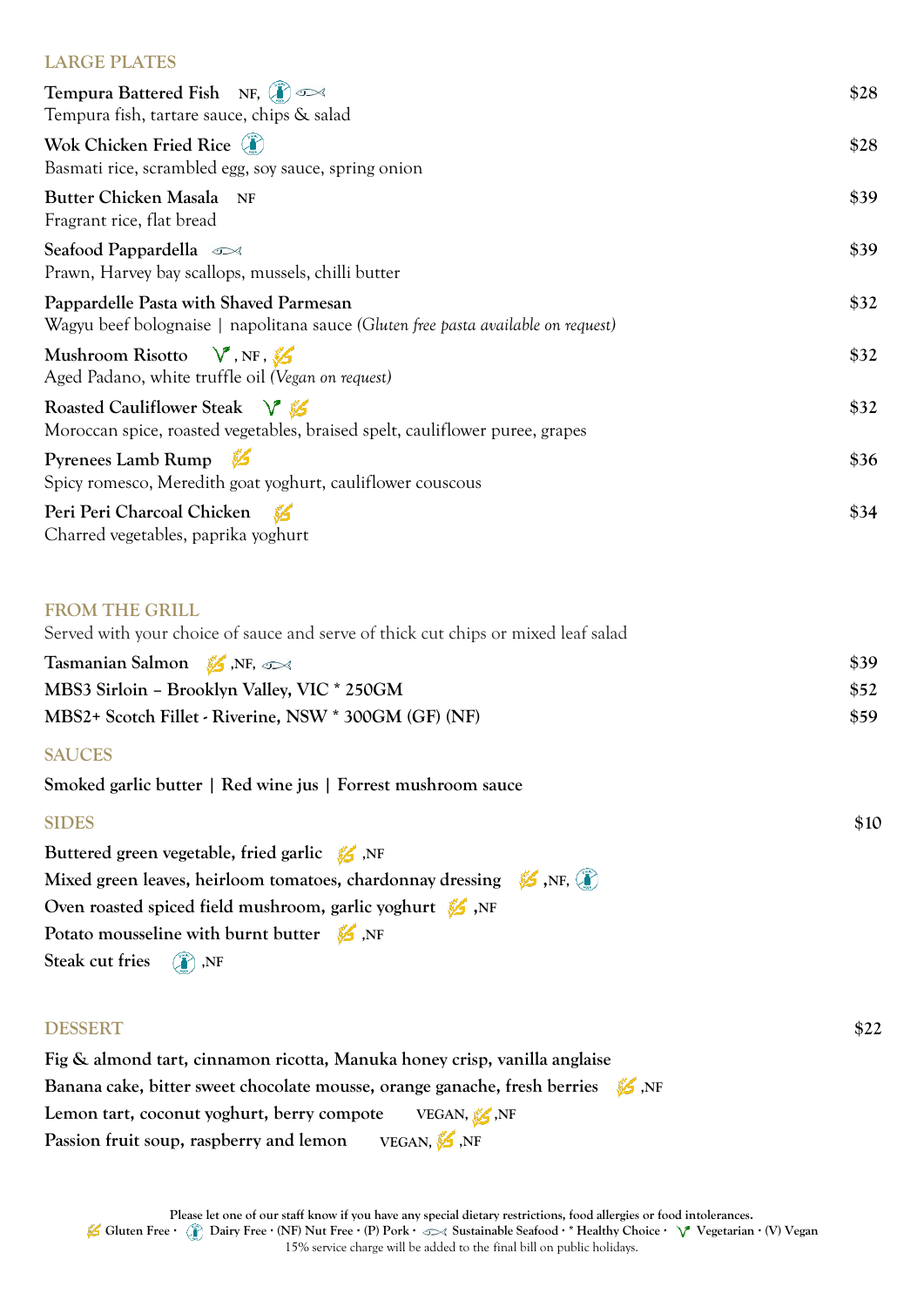## LARGE PLATES

**Tempura Battered Fish** NF, (DF) (Sustainable Seafood) — $28
Tempura fish, tartare sauce, chips & salad

**Wok Chicken Fried Rice** (DF) — $28
Basmati rice, scrambled egg, soy sauce, spring onion

**Butter Chicken Masala** NF — $39
Fragrant rice, flat bread

**Seafood Pappardella** (Sustainable Seafood) — $39
Prawn, Harvey bay scallops, mussels, chilli butter

**Pappardelle Pasta with Shaved Parmesan** — $32
Wagyu beef bolognaise | napolitana sauce *(Gluten free pasta available on request)*

**Mushroom Risotto** (Vegetarian), NF, (GF) — $32
Aged Padano, white truffle oil *(Vegan on request)*

**Roasted Cauliflower Steak** (Vegetarian) (GF) — $32
Moroccan spice, roasted vegetables, braised spelt, cauliflower puree, grapes

**Pyrenees Lamb Rump** (GF) — $36
Spicy romesco, Meredith goat yoghurt, cauliflower couscous

**Peri Peri Charcoal Chicken** (GF) — $34
Charred vegetables, paprika yoghurt

## FROM THE GRILL

Served with your choice of sauce and serve of thick cut chips or mixed leaf salad

**Tasmanian Salmon** (GF), NF, (Sustainable Seafood) — $39
**MBS3 Sirloin – Brooklyn Valley, VIC * 250GM** — $52
**MBS2+ Scotch Fillet - Riverine, NSW * 300GM (GF) (NF)** — $59

## SAUCES

**Smoked garlic butter | Red wine jus | Forrest mushroom sauce**

## SIDES — $10

**Buttered green vegetable, fried garlic** (GF), NF
**Mixed green leaves, heirloom tomatoes, chardonnay dressing** (GF), NF, (DF)
**Oven roasted spiced field mushroom, garlic yoghurt** (GF), NF
**Potato mousseline with burnt butter** (GF), NF
**Steak cut fries** (DF), NF

## DESSERT — $22

**Fig & almond tart, cinnamon ricotta, Manuka honey crisp, vanilla anglaise**
**Banana cake, bitter sweet chocolate mousse, orange ganache, fresh berries** (GF), NF
**Lemon tart, coconut yoghurt, berry compote** VEGAN, (GF), NF
**Passion fruit soup, raspberry and lemon** VEGAN, (GF), NF

**Please let one of our staff know if you have any special dietary restrictions, food allergies or food intolerances.**
(GF) Gluten Free · (DF) Dairy Free · (NF) Nut Free · (P) Pork · (Sustainable Seafood) Sustainable Seafood · * Healthy Choice · (Vegetarian) Vegetarian · (V) Vegan
15% service charge will be added to the final bill on public holidays.